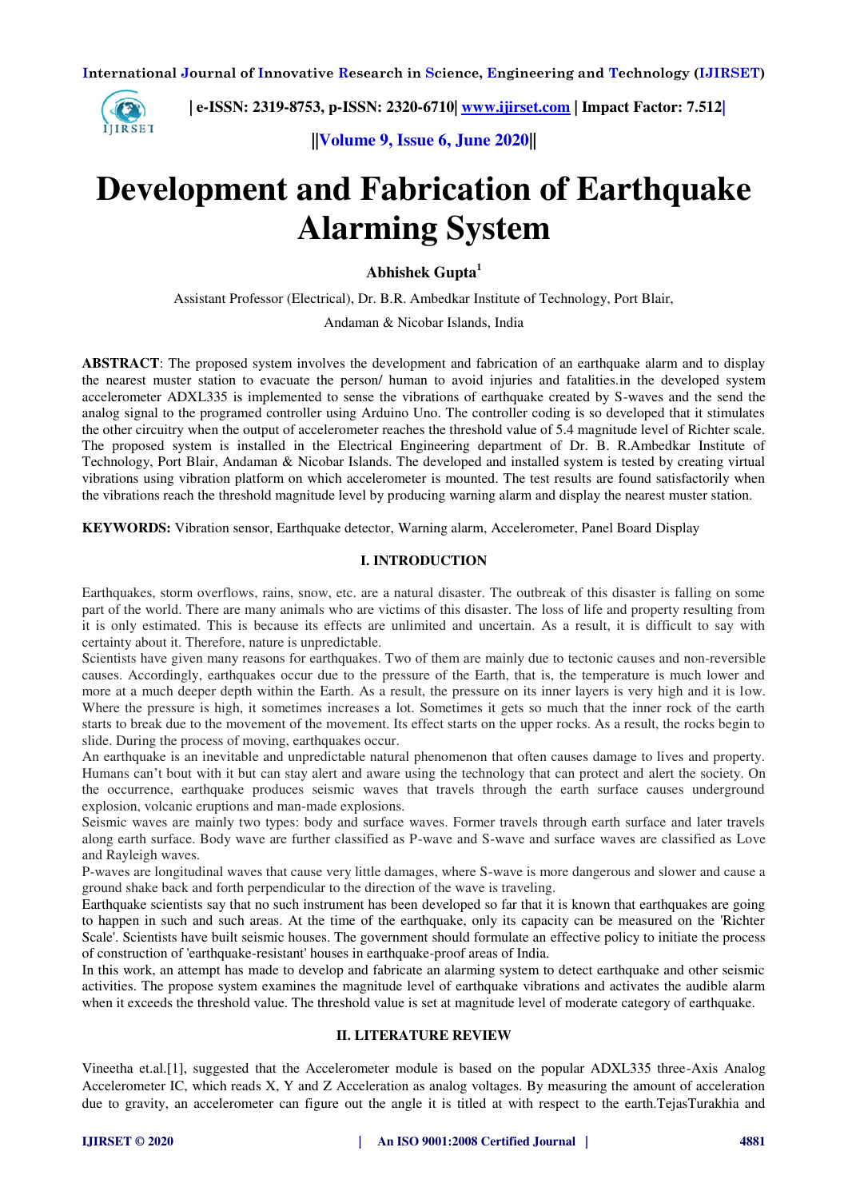# Development and Fabrication of Earthquake Alarming System

**Abhishek Gupta**[1]

Assistant Professor (Electrical), Dr. B.R. Ambedkar Institute of Technology, Port Blair,

Andaman & Nicobar Islands, India

**ABSTRACT**: The proposed system involves the development and fabrication of an earthquake alarm and to display the nearest muster station to evacuate the person/ human to avoid injuries and fatalities.in the developed system accelerometer ADXL335 is implemented to sense the vibrations of earthquake created by S-waves and the send the analog signal to the programed controller using Arduino Uno. The controller coding is so developed that it stimulates the other circuitry when the output of accelerometer reaches the threshold value of 5.4 magnitude level of Richter scale. The proposed system is installed in the Electrical Engineering department of Dr. B. R.Ambedkar Institute of Technology, Port Blair, Andaman & Nicobar Islands. The developed and installed system is tested by creating virtual vibrations using vibration platform on which accelerometer is mounted. The test results are found satisfactorily when the vibrations reach the threshold magnitude level by producing warning alarm and display the nearest muster station.

**KEYWORDS:** Vibration sensor, Earthquake detector, Warning alarm, Accelerometer, Panel Board Display

## I. INTRODUCTION

Earthquakes, storm overflows, rains, snow, etc. are a natural disaster. The outbreak of this disaster is falling on some part of the world. There are many animals who are victims of this disaster. The loss of life and property resulting from it is only estimated. This is because its effects are unlimited and uncertain. As a result, it is difficult to say with certainty about it. Therefore, nature is unpredictable.

Scientists have given many reasons for earthquakes. Two of them are mainly due to tectonic causes and non-reversible causes. Accordingly, earthquakes occur due to the pressure of the Earth, that is, the temperature is much lower and more at a much deeper depth within the Earth. As a result, the pressure on its inner layers is very high and it is low. Where the pressure is high, it sometimes increases a lot. Sometimes it gets so much that the inner rock of the earth starts to break due to the movement of the movement. Its effect starts on the upper rocks. As a result, the rocks begin to slide. During the process of moving, earthquakes occur.

An earthquake is an inevitable and unpredictable natural phenomenon that often causes damage to lives and property. Humans can't bout with it but can stay alert and aware using the technology that can protect and alert the society. On the occurrence, earthquake produces seismic waves that travels through the earth surface causes underground explosion, volcanic eruptions and man-made explosions.

Seismic waves are mainly two types: body and surface waves. Former travels through earth surface and later travels along earth surface. Body wave are further classified as P-wave and S-wave and surface waves are classified as Love and Rayleigh waves.

P-waves are longitudinal waves that cause very little damages, where S-wave is more dangerous and slower and cause a ground shake back and forth perpendicular to the direction of the wave is traveling.

Earthquake scientists say that no such instrument has been developed so far that it is known that earthquakes are going to happen in such and such areas. At the time of the earthquake, only its capacity can be measured on the 'Richter Scale'. Scientists have built seismic houses. The government should formulate an effective policy to initiate the process of construction of 'earthquake-resistant' houses in earthquake-proof areas of India.

In this work, an attempt has made to develop and fabricate an alarming system to detect earthquake and other seismic activities. The propose system examines the magnitude level of earthquake vibrations and activates the audible alarm when it exceeds the threshold value. The threshold value is set at magnitude level of moderate category of earthquake.

## II. LITERATURE REVIEW

Vineetha et.al.[1], suggested that the Accelerometer module is based on the popular ADXL335 three-Axis Analog Accelerometer IC, which reads X, Y and Z Acceleration as analog voltages. By measuring the amount of acceleration due to gravity, an accelerometer can figure out the angle it is titled at with respect to the earth.TejasTurakhia and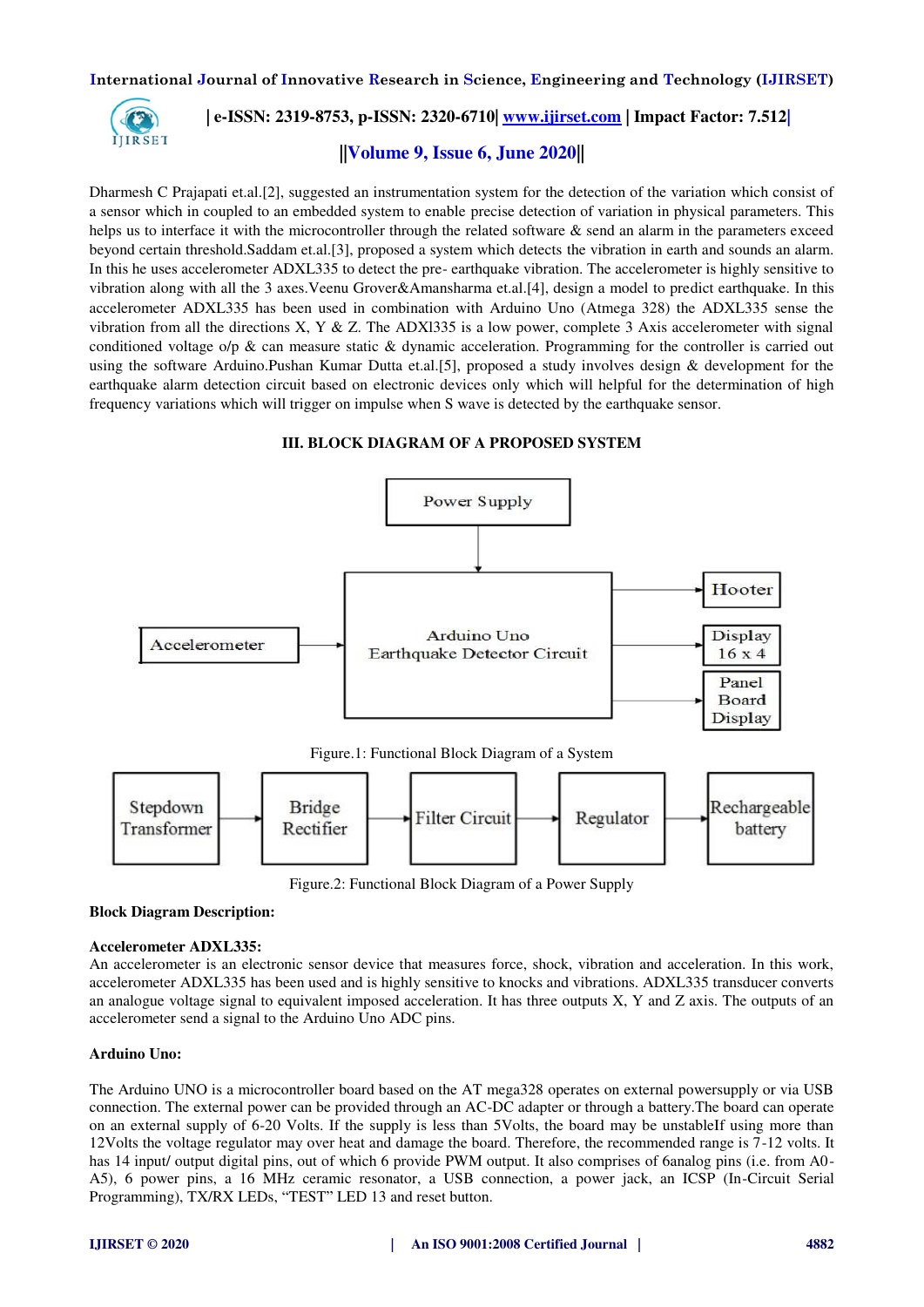Dharmesh C Prajapati et.al.[2], suggested an instrumentation system for the detection of the variation which consist of a sensor which in coupled to an embedded system to enable precise detection of variation in physical parameters. This helps us to interface it with the microcontroller through the related software & send an alarm in the parameters exceed beyond certain threshold.Saddam et.al.[3], proposed a system which detects the vibration in earth and sounds an alarm. In this he uses accelerometer ADXL335 to detect the pre- earthquake vibration. The accelerometer is highly sensitive to vibration along with all the 3 axes.Veenu Grover&Amansharma et.al.[4], design a model to predict earthquake. In this accelerometer ADXL335 has been used in combination with Arduino Uno (Atmega 328) the ADXL335 sense the vibration from all the directions X, Y & Z. The ADXl335 is a low power, complete 3 Axis accelerometer with signal conditioned voltage o/p & can measure static & dynamic acceleration. Programming for the controller is carried out using the software Arduino.Pushan Kumar Dutta et.al.[5], proposed a study involves design & development for the earthquake alarm detection circuit based on electronic devices only which will helpful for the determination of high frequency variations which will trigger on impulse when S wave is detected by the earthquake sensor.

## III. BLOCK DIAGRAM OF A PROPOSED SYSTEM

Power Supply

Accelerometer

Arduino Uno Earthquake Detector Circuit

Hooter

Display 16 x 4

Panel Board Display

Figure.1: Functional Block Diagram of a System

Stepdown Transformer → Bridge Rectifier → Filter Circuit → Regulator → Rechargeable battery

Figure.2: Functional Block Diagram of a Power Supply

**Block Diagram Description:**

**Accelerometer ADXL335:**

An accelerometer is an electronic sensor device that measures force, shock, vibration and acceleration. In this work, accelerometer ADXL335 has been used and is highly sensitive to knocks and vibrations. ADXL335 transducer converts an analogue voltage signal to equivalent imposed acceleration. It has three outputs X, Y and Z axis. The outputs of an accelerometer send a signal to the Arduino Uno ADC pins.

**Arduino Uno:**

The Arduino UNO is a microcontroller board based on the AT mega328 operates on external powersupply or via USB connection. The external power can be provided through an AC-DC adapter or through a battery.The board can operate on an external supply of 6-20 Volts. If the supply is less than 5Volts, the board may be unstableIf using more than 12Volts the voltage regulator may over heat and damage the board. Therefore, the recommended range is 7-12 volts. It has 14 input/ output digital pins, out of which 6 provide PWM output. It also comprises of 6analog pins (i.e. from A0-A5), 6 power pins, a 16 MHz ceramic resonator, a USB connection, a power jack, an ICSP (In-Circuit Serial Programming), TX/RX LEDs, "TEST" LED 13 and reset button.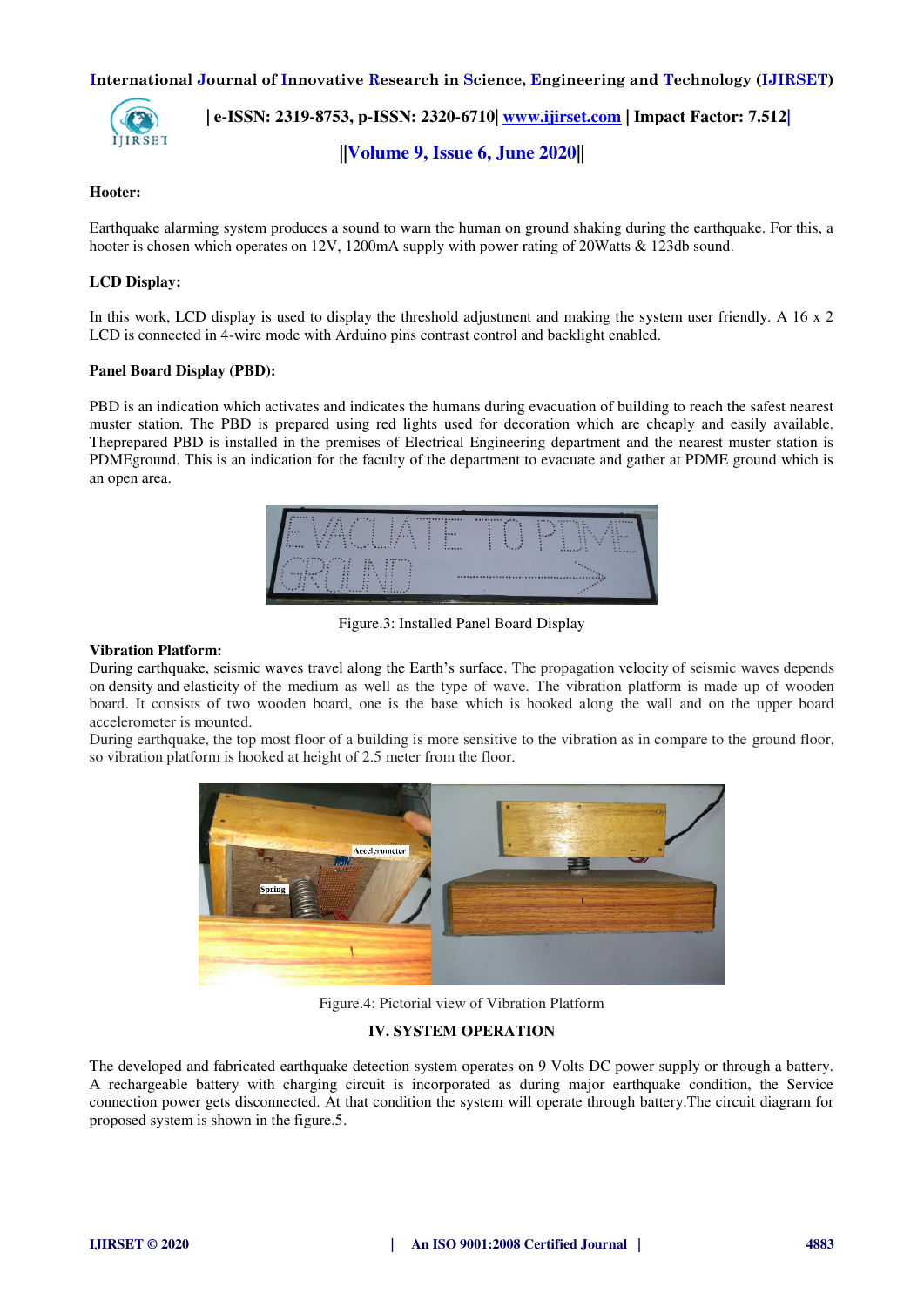**Hooter:**

Earthquake alarming system produces a sound to warn the human on ground shaking during the earthquake. For this, a hooter is chosen which operates on 12V, 1200mA supply with power rating of 20Watts & 123db sound.

**LCD Display:**

In this work, LCD display is used to display the threshold adjustment and making the system user friendly. A 16 x 2 LCD is connected in 4-wire mode with Arduino pins contrast control and backlight enabled.

**Panel Board Display (PBD):**

PBD is an indication which activates and indicates the humans during evacuation of building to reach the safest nearest muster station. The PBD is prepared using red lights used for decoration which are cheaply and easily available. Theprepared PBD is installed in the premises of Electrical Engineering department and the nearest muster station is PDMEground. This is an indication for the faculty of the department to evacuate and gather at PDME ground which is an open area.

Figure.3: Installed Panel Board Display

**Vibration Platform:**

During earthquake, seismic waves travel along the Earth's surface. The propagation velocity of seismic waves depends on density and elasticity of the medium as well as the type of wave. The vibration platform is made up of wooden board. It consists of two wooden board, one is the base which is hooked along the wall and on the upper board accelerometer is mounted.

During earthquake, the top most floor of a building is more sensitive to the vibration as in compare to the ground floor, so vibration platform is hooked at height of 2.5 meter from the floor.

Figure.4: Pictorial view of Vibration Platform

## IV. SYSTEM OPERATION

The developed and fabricated earthquake detection system operates on 9 Volts DC power supply or through a battery. A rechargeable battery with charging circuit is incorporated as during major earthquake condition, the Service connection power gets disconnected. At that condition the system will operate through battery.The circuit diagram for proposed system is shown in the figure.5.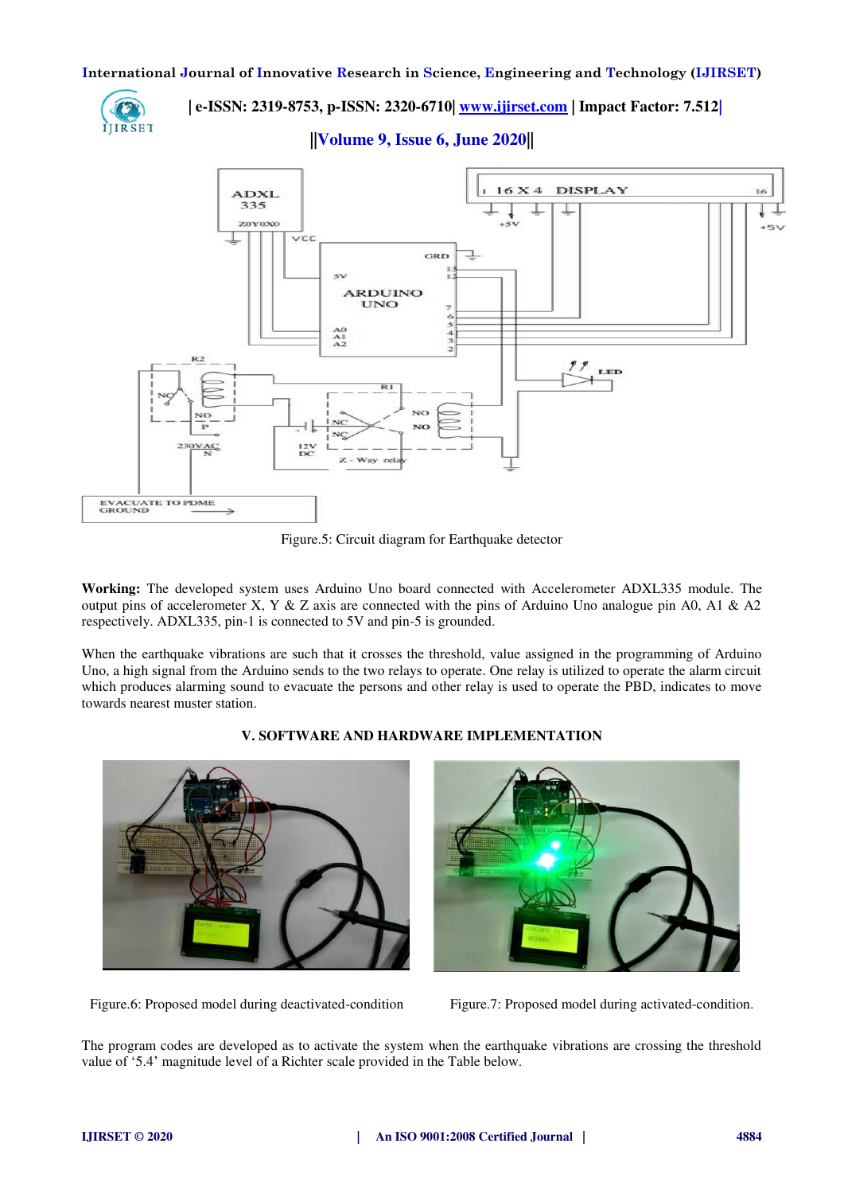Figure.5: Circuit diagram for Earthquake detector

**Working:** The developed system uses Arduino Uno board connected with Accelerometer ADXL335 module. The output pins of accelerometer X, Y & Z axis are connected with the pins of Arduino Uno analogue pin A0, A1 & A2 respectively. ADXL335, pin-1 is connected to 5V and pin-5 is grounded.

When the earthquake vibrations are such that it crosses the threshold, value assigned in the programming of Arduino Uno, a high signal from the Arduino sends to the two relays to operate. One relay is utilized to operate the alarm circuit which produces alarming sound to evacuate the persons and other relay is used to operate the PBD, indicates to move towards nearest muster station.

## V. SOFTWARE AND HARDWARE IMPLEMENTATION

Figure.6: Proposed model during deactivated-condition

Figure.7: Proposed model during activated-condition.

The program codes are developed as to activate the system when the earthquake vibrations are crossing the threshold value of '5.4' magnitude level of a Richter scale provided in the Table below.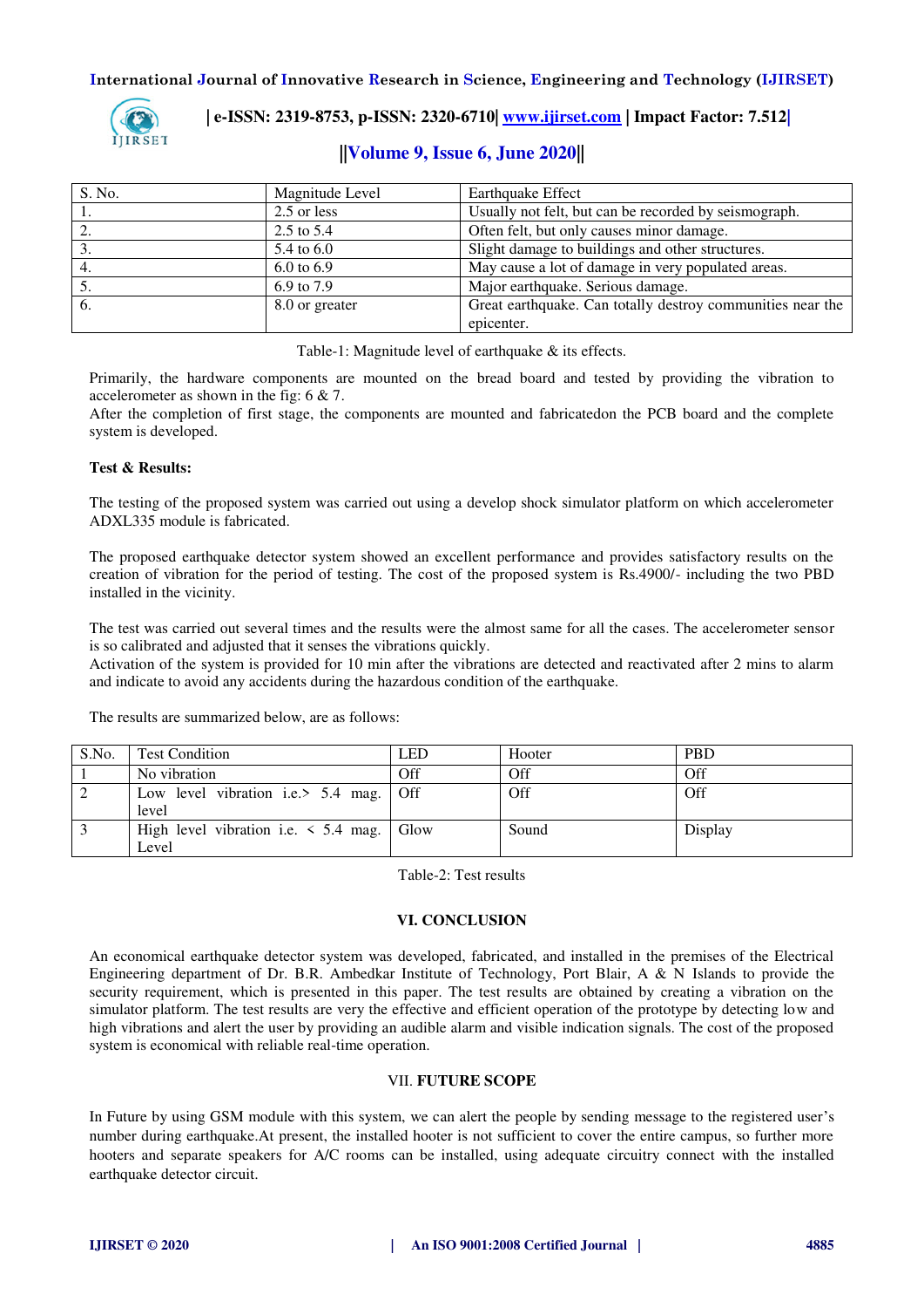| S. No. | Magnitude Level | Earthquake Effect |
|---|---|---|
| 1. | 2.5 or less | Usually not felt, but can be recorded by seismograph. |
| 2. | 2.5 to 5.4 | Often felt, but only causes minor damage. |
| 3. | 5.4 to 6.0 | Slight damage to buildings and other structures. |
| 4. | 6.0 to 6.9 | May cause a lot of damage in very populated areas. |
| 5. | 6.9 to 7.9 | Major earthquake. Serious damage. |
| 6. | 8.0 or greater | Great earthquake. Can totally destroy communities near the epicenter. |

Table-1: Magnitude level of earthquake & its effects.

Primarily, the hardware components are mounted on the bread board and tested by providing the vibration to accelerometer as shown in the fig: 6 & 7.
After the completion of first stage, the components are mounted and fabricatedon the PCB board and the complete system is developed.

**Test & Results:**

The testing of the proposed system was carried out using a develop shock simulator platform on which accelerometer ADXL335 module is fabricated.

The proposed earthquake detector system showed an excellent performance and provides satisfactory results on the creation of vibration for the period of testing. The cost of the proposed system is Rs.4900/- including the two PBD installed in the vicinity.

The test was carried out several times and the results were the almost same for all the cases. The accelerometer sensor is so calibrated and adjusted that it senses the vibrations quickly.
Activation of the system is provided for 10 min after the vibrations are detected and reactivated after 2 mins to alarm and indicate to avoid any accidents during the hazardous condition of the earthquake.

The results are summarized below, are as follows:

| S.No. | Test Condition | LED | Hooter | PBD |
|---|---|---|---|---|
| 1 | No vibration | Off | Off | Off |
| 2 | Low level vibration i.e.> 5.4 mag. level | Off | Off | Off |
| 3 | High level vibration i.e. < 5.4 mag. Level | Glow | Sound | Display |

Table-2: Test results

## VI. CONCLUSION

An economical earthquake detector system was developed, fabricated, and installed in the premises of the Electrical Engineering department of Dr. B.R. Ambedkar Institute of Technology, Port Blair, A & N Islands to provide the security requirement, which is presented in this paper. The test results are obtained by creating a vibration on the simulator platform. The test results are very the effective and efficient operation of the prototype by detecting low and high vibrations and alert the user by providing an audible alarm and visible indication signals. The cost of the proposed system is economical with reliable real-time operation.

## VII. FUTURE SCOPE

In Future by using GSM module with this system, we can alert the people by sending message to the registered user's number during earthquake.At present, the installed hooter is not sufficient to cover the entire campus, so further more hooters and separate speakers for A/C rooms can be installed, using adequate circuitry connect with the installed earthquake detector circuit.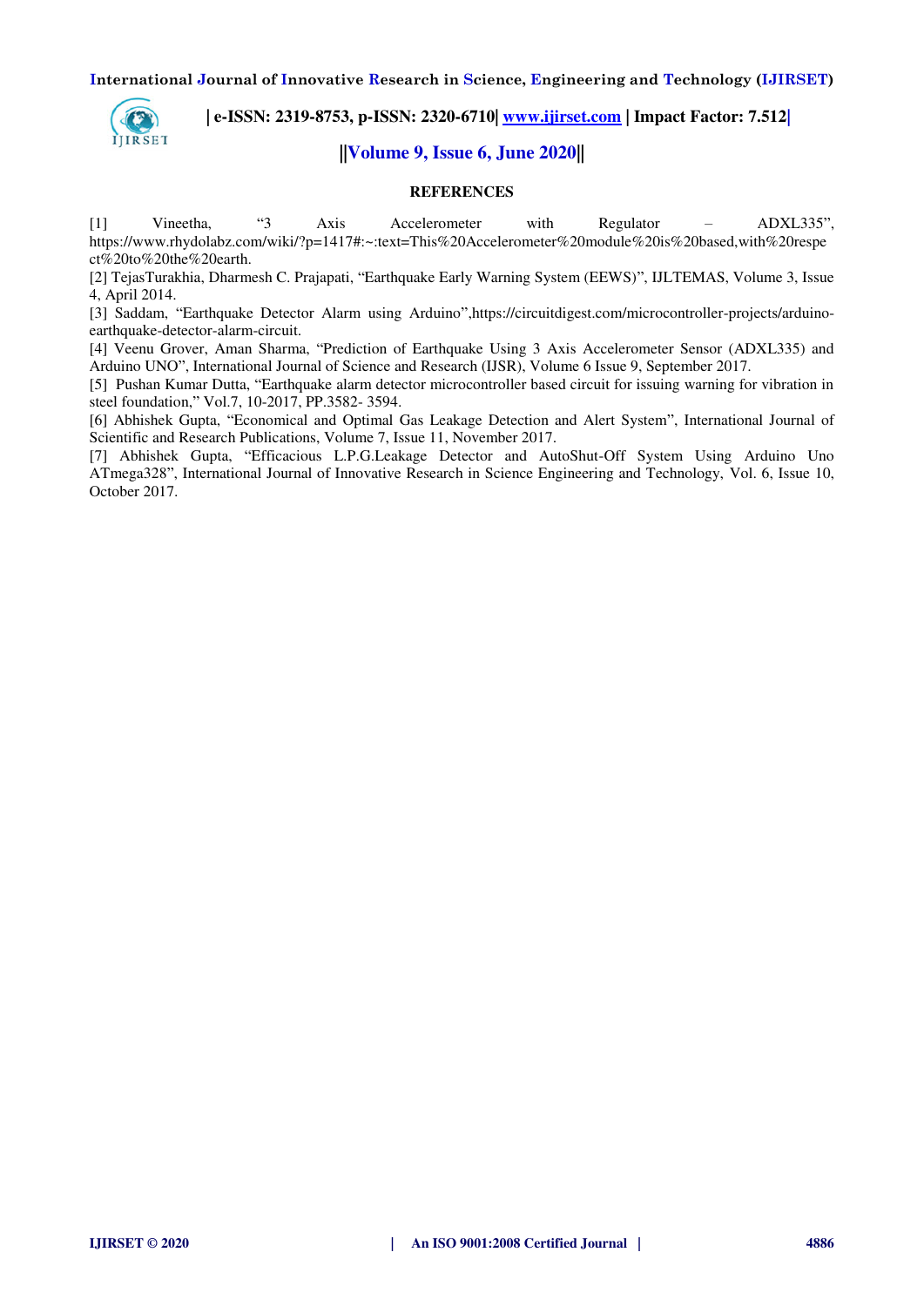## REFERENCES

[1] Vineetha, "3 Axis Accelerometer with Regulator – ADXL335", https://www.rhydolabz.com/wiki/?p=1417#:~:text=This%20Accelerometer%20module%20is%20based,with%20respect%20to%20the%20earth.

[2] TejasTurakhia, Dharmesh C. Prajapati, "Earthquake Early Warning System (EEWS)", IJLTEMAS, Volume 3, Issue 4, April 2014.

[3] Saddam, "Earthquake Detector Alarm using Arduino",https://circuitdigest.com/microcontroller-projects/arduino-earthquake-detector-alarm-circuit.

[4] Veenu Grover, Aman Sharma, "Prediction of Earthquake Using 3 Axis Accelerometer Sensor (ADXL335) and Arduino UNO", International Journal of Science and Research (IJSR), Volume 6 Issue 9, September 2017.

[5] Pushan Kumar Dutta, "Earthquake alarm detector microcontroller based circuit for issuing warning for vibration in steel foundation," Vol.7, 10-2017, PP.3582- 3594.

[6] Abhishek Gupta, "Economical and Optimal Gas Leakage Detection and Alert System", International Journal of Scientific and Research Publications, Volume 7, Issue 11, November 2017.

[7] Abhishek Gupta, "Efficacious L.P.G.Leakage Detector and AutoShut-Off System Using Arduino Uno ATmega328", International Journal of Innovative Research in Science Engineering and Technology, Vol. 6, Issue 10, October 2017.